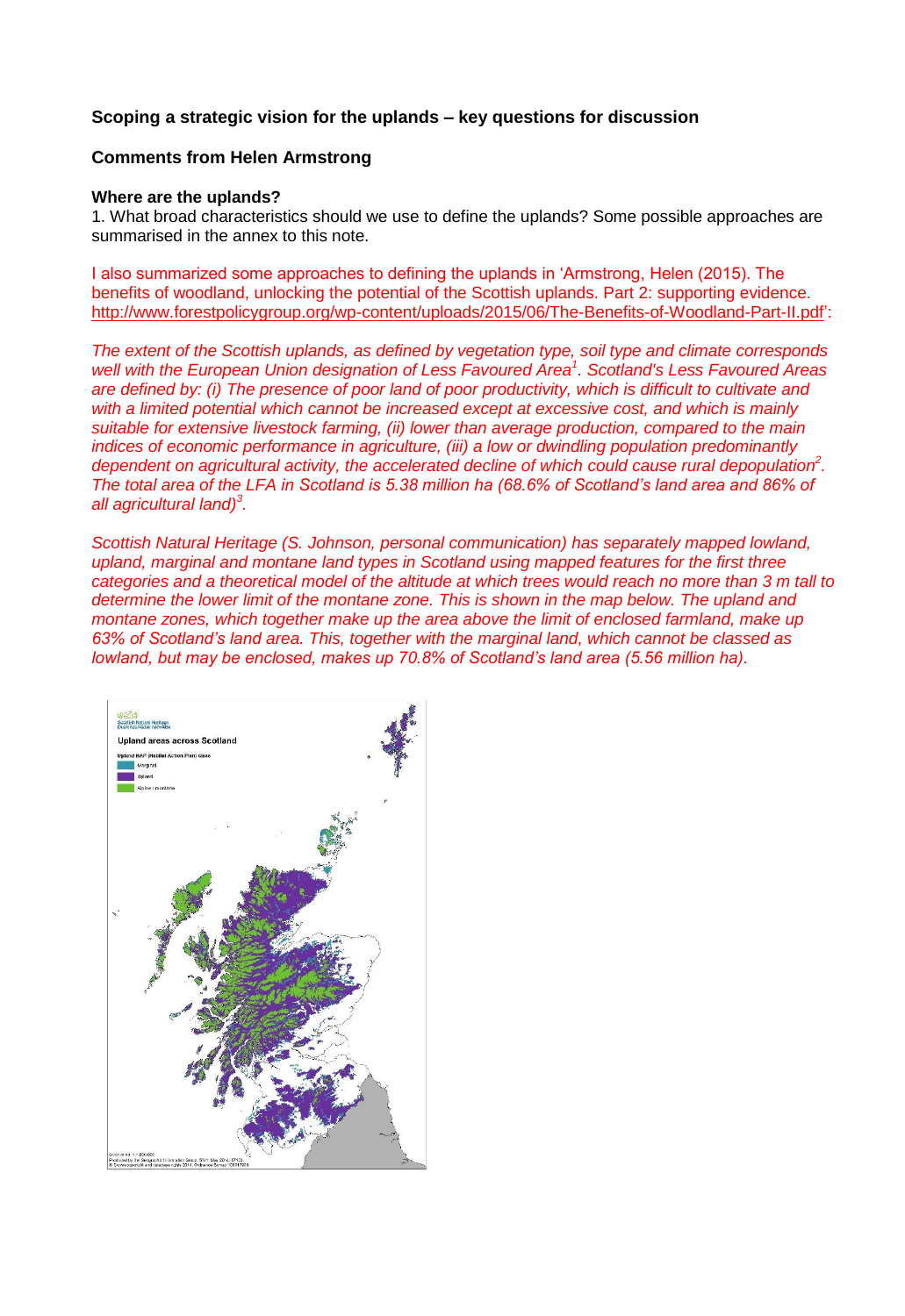**Scoping a strategic vision for the uplands – key questions for discussion**

**Comments from Helen Armstrong**

**Where are the uplands?**

1. What broad characteristics should we use to define the uplands? Some possible approaches are summarised in the annex to this note.

I also summarized some approaches to defining the uplands in 'Armstrong, Helen (2015). The benefits of woodland, unlocking the potential of the Scottish uplands. Part 2: supporting evidence. http://www.forestpolicygroup.org/wp-content/uploads/2015/06/The-Benefits-of-Woodland-Part-II.pdf':

*The extent of the Scottish uplands, as defined by vegetation type, soil type and climate corresponds well with the European Union designation of Less Favoured Area[1]. Scotland's Less Favoured Areas are defined by: (i) The presence of poor land of poor productivity, which is difficult to cultivate and with a limited potential which cannot be increased except at excessive cost, and which is mainly suitable for extensive livestock farming, (ii) lower than average production, compared to the main indices of economic performance in agriculture, (iii) a low or dwindling population predominantly dependent on agricultural activity, the accelerated decline of which could cause rural depopulation[2]. The total area of the LFA in Scotland is 5.38 million ha (68.6% of Scotland's land area and 86% of all agricultural land)[3].*

*Scottish Natural Heritage (S. Johnson, personal communication) has separately mapped lowland, upland, marginal and montane land types in Scotland using mapped features for the first three categories and a theoretical model of the altitude at which trees would reach no more than 3 m tall to determine the lower limit of the montane zone. This is shown in the map below. The upland and montane zones, which together make up the area above the limit of enclosed farmland, make up 63% of Scotland's land area. This, together with the marginal land, which cannot be classed as lowland, but may be enclosed, makes up 70.8% of Scotland's land area (5.56 million ha).*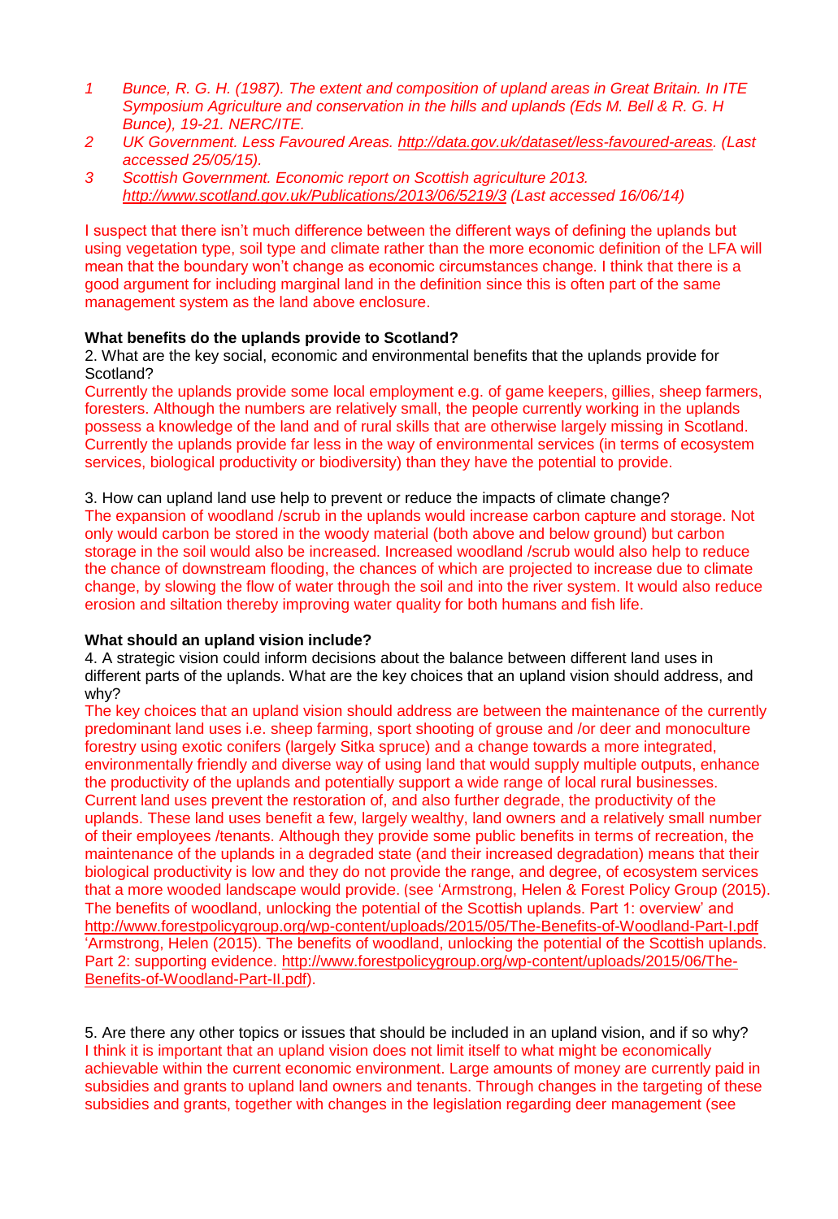1. *Bunce, R. G. H. (1987). The extent and composition of upland areas in Great Britain. In ITE Symposium Agriculture and conservation in the hills and uplands (Eds M. Bell & R. G. H Bunce), 19-21. NERC/ITE.*
2. *UK Government. Less Favoured Areas. http://data.gov.uk/dataset/less-favoured-areas. (Last accessed 25/05/15).*
3. *Scottish Government. Economic report on Scottish agriculture 2013. http://www.scotland.gov.uk/Publications/2013/06/5219/3 (Last accessed 16/06/14)*

I suspect that there isn't much difference between the different ways of defining the uplands but using vegetation type, soil type and climate rather than the more economic definition of the LFA will mean that the boundary won't change as economic circumstances change. I think that there is a good argument for including marginal land in the definition since this is often part of the same management system as the land above enclosure.

**What benefits do the uplands provide to Scotland?**

2. What are the key social, economic and environmental benefits that the uplands provide for Scotland?

Currently the uplands provide some local employment e.g. of game keepers, gillies, sheep farmers, foresters. Although the numbers are relatively small, the people currently working in the uplands possess a knowledge of the land and of rural skills that are otherwise largely missing in Scotland. Currently the uplands provide far less in the way of environmental services (in terms of ecosystem services, biological productivity or biodiversity) than they have the potential to provide.

3. How can upland land use help to prevent or reduce the impacts of climate change?

The expansion of woodland /scrub in the uplands would increase carbon capture and storage. Not only would carbon be stored in the woody material (both above and below ground) but carbon storage in the soil would also be increased. Increased woodland /scrub would also help to reduce the chance of downstream flooding, the chances of which are projected to increase due to climate change, by slowing the flow of water through the soil and into the river system. It would also reduce erosion and siltation thereby improving water quality for both humans and fish life.

**What should an upland vision include?**

4. A strategic vision could inform decisions about the balance between different land uses in different parts of the uplands. What are the key choices that an upland vision should address, and why?

The key choices that an upland vision should address are between the maintenance of the currently predominant land uses i.e. sheep farming, sport shooting of grouse and /or deer and monoculture forestry using exotic conifers (largely Sitka spruce) and a change towards a more integrated, environmentally friendly and diverse way of using land that would supply multiple outputs, enhance the productivity of the uplands and potentially support a wide range of local rural businesses. Current land uses prevent the restoration of, and also further degrade, the productivity of the uplands. These land uses benefit a few, largely wealthy, land owners and a relatively small number of their employees /tenants. Although they provide some public benefits in terms of recreation, the maintenance of the uplands in a degraded state (and their increased degradation) means that their biological productivity is low and they do not provide the range, and degree, of ecosystem services that a more wooded landscape would provide. (see 'Armstrong, Helen & Forest Policy Group (2015). The benefits of woodland, unlocking the potential of the Scottish uplands. Part 1: overview' and http://www.forestpolicygroup.org/wp-content/uploads/2015/05/The-Benefits-of-Woodland-Part-I.pdf 'Armstrong, Helen (2015). The benefits of woodland, unlocking the potential of the Scottish uplands. Part 2: supporting evidence. http://www.forestpolicygroup.org/wp-content/uploads/2015/06/The-Benefits-of-Woodland-Part-II.pdf).

5. Are there any other topics or issues that should be included in an upland vision, and if so why?

I think it is important that an upland vision does not limit itself to what might be economically achievable within the current economic environment. Large amounts of money are currently paid in subsidies and grants to upland land owners and tenants. Through changes in the targeting of these subsidies and grants, together with changes in the legislation regarding deer management (see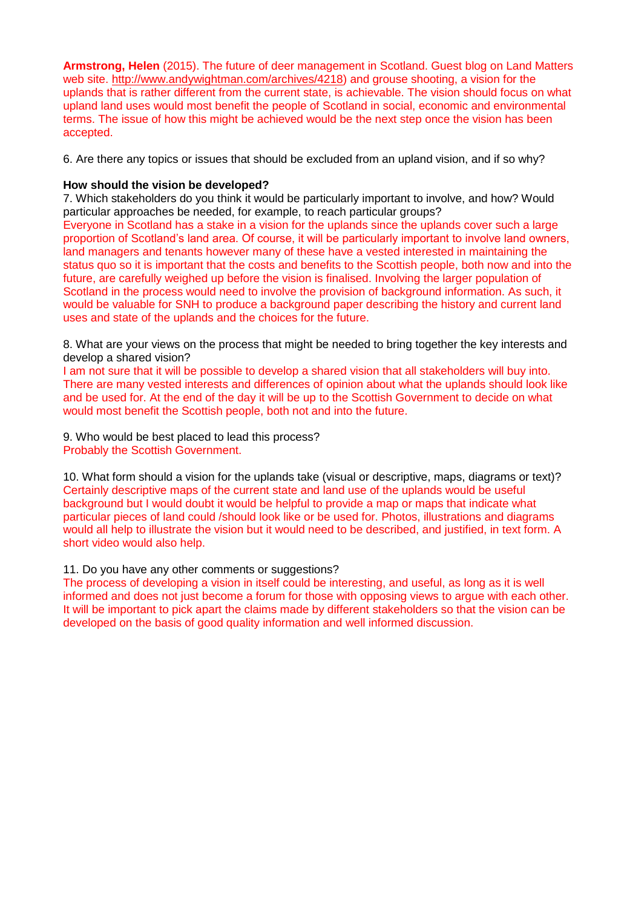**Armstrong, Helen** (2015). The future of deer management in Scotland. Guest blog on Land Matters web site. http://www.andywightman.com/archives/4218) and grouse shooting, a vision for the uplands that is rather different from the current state, is achievable. The vision should focus on what upland land uses would most benefit the people of Scotland in social, economic and environmental terms. The issue of how this might be achieved would be the next step once the vision has been accepted.

6. Are there any topics or issues that should be excluded from an upland vision, and if so why?

**How should the vision be developed?**

7. Which stakeholders do you think it would be particularly important to involve, and how? Would particular approaches be needed, for example, to reach particular groups?

Everyone in Scotland has a stake in a vision for the uplands since the uplands cover such a large proportion of Scotland's land area. Of course, it will be particularly important to involve land owners, land managers and tenants however many of these have a vested interested in maintaining the status quo so it is important that the costs and benefits to the Scottish people, both now and into the future, are carefully weighed up before the vision is finalised. Involving the larger population of Scotland in the process would need to involve the provision of background information. As such, it would be valuable for SNH to produce a background paper describing the history and current land uses and state of the uplands and the choices for the future.

8. What are your views on the process that might be needed to bring together the key interests and develop a shared vision?

I am not sure that it will be possible to develop a shared vision that all stakeholders will buy into. There are many vested interests and differences of opinion about what the uplands should look like and be used for. At the end of the day it will be up to the Scottish Government to decide on what would most benefit the Scottish people, both not and into the future.

9. Who would be best placed to lead this process?

Probably the Scottish Government.

10. What form should a vision for the uplands take (visual or descriptive, maps, diagrams or text)?

Certainly descriptive maps of the current state and land use of the uplands would be useful background but I would doubt it would be helpful to provide a map or maps that indicate what particular pieces of land could /should look like or be used for. Photos, illustrations and diagrams would all help to illustrate the vision but it would need to be described, and justified, in text form. A short video would also help.

11. Do you have any other comments or suggestions?

The process of developing a vision in itself could be interesting, and useful, as long as it is well informed and does not just become a forum for those with opposing views to argue with each other. It will be important to pick apart the claims made by different stakeholders so that the vision can be developed on the basis of good quality information and well informed discussion.